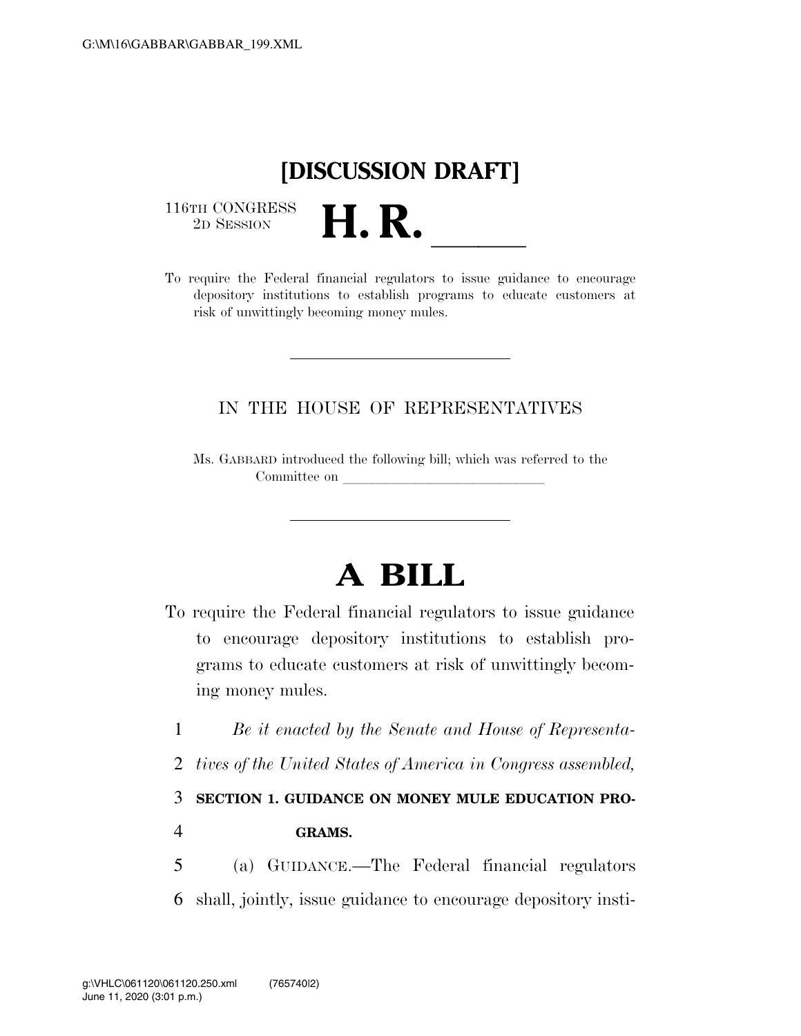**[DISCUSSION DRAFT]**

116TH CONGRESS
2D SESSION

# H. R. ______

To require the Federal financial regulators to issue guidance to encourage depository institutions to establish programs to educate customers at risk of unwittingly becoming money mules.

---

IN THE HOUSE OF REPRESENTATIVES

Ms. GABBARD introduced the following bill; which was referred to the Committee on ______________________________

---

# A BILL

To require the Federal financial regulators to issue guidance to encourage depository institutions to establish programs to educate customers at risk of unwittingly becoming money mules.

1 *Be it enacted by the Senate and House of Representa-*
2 *tives of the United States of America in Congress assembled,*
3 **SECTION 1. GUIDANCE ON MONEY MULE EDUCATION PRO-**
4 **GRAMS.**
5 (a) GUIDANCE.—The Federal financial regulators
6 shall, jointly, issue guidance to encourage depository insti-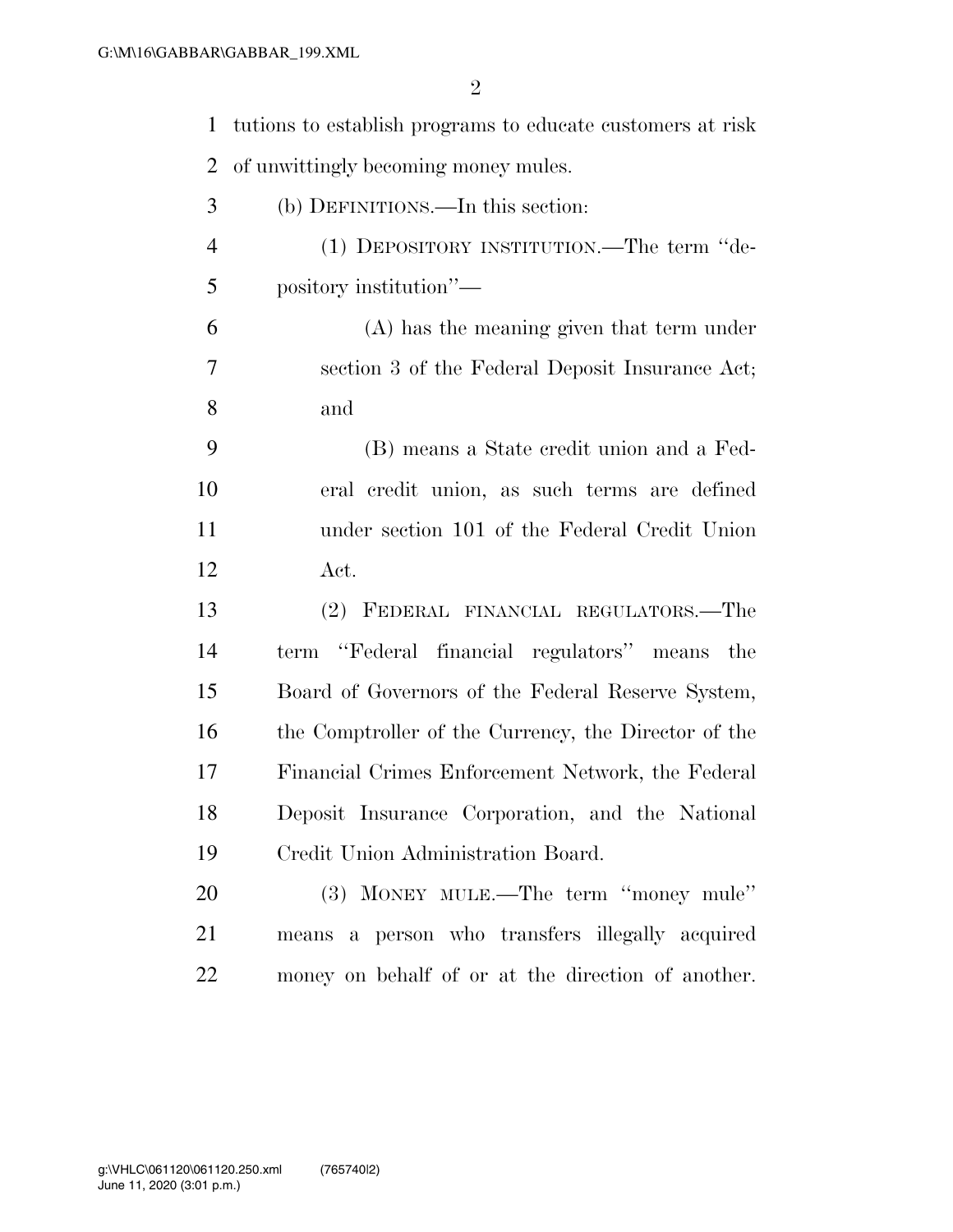tutions to establish programs to educate customers at risk of unwittingly becoming money mules.

(b) DEFINITIONS.—In this section:

(1) DEPOSITORY INSTITUTION.—The term "depository institution"—

(A) has the meaning given that term under section 3 of the Federal Deposit Insurance Act; and

(B) means a State credit union and a Federal credit union, as such terms are defined under section 101 of the Federal Credit Union Act.

(2) FEDERAL FINANCIAL REGULATORS.—The term "Federal financial regulators" means the Board of Governors of the Federal Reserve System, the Comptroller of the Currency, the Director of the Financial Crimes Enforcement Network, the Federal Deposit Insurance Corporation, and the National Credit Union Administration Board.

(3) MONEY MULE.—The term "money mule" means a person who transfers illegally acquired money on behalf of or at the direction of another.